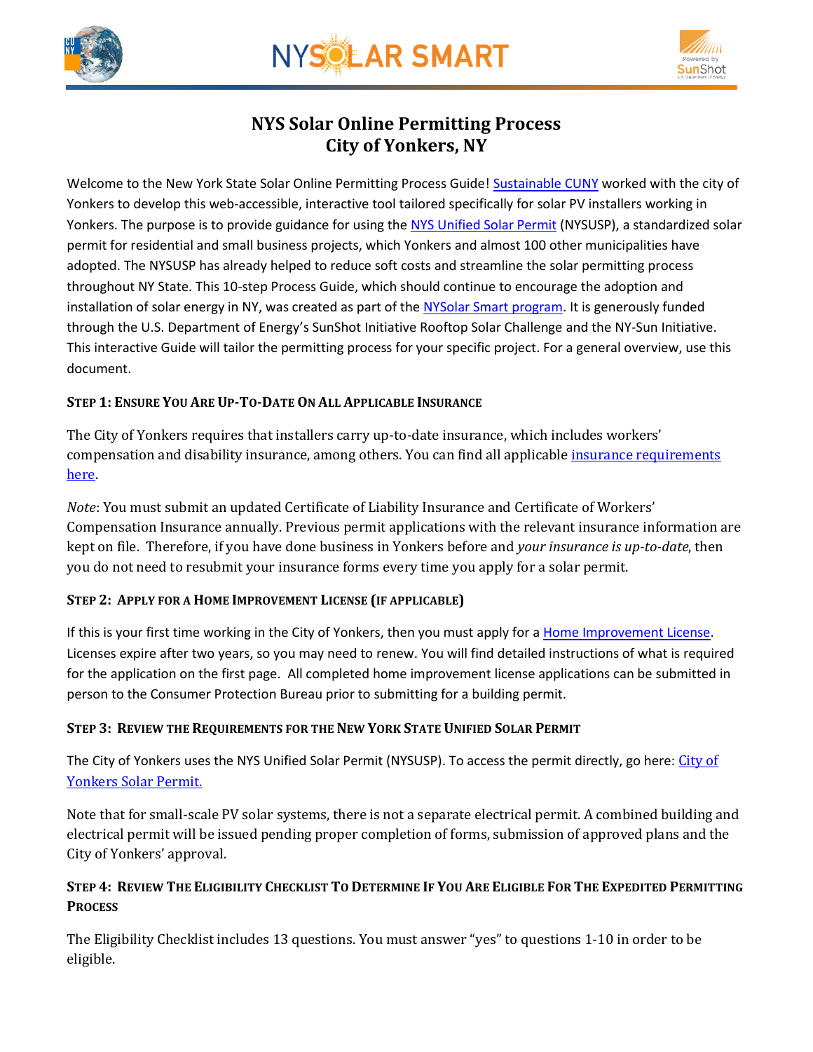# NYS Solar Online Permitting Process
# City of Yonkers, NY

Welcome to the New York State Solar Online Permitting Process Guide! Sustainable CUNY worked with the city of Yonkers to develop this web-accessible, interactive tool tailored specifically for solar PV installers working in Yonkers. The purpose is to provide guidance for using the NYS Unified Solar Permit (NYSUSP), a standardized solar permit for residential and small business projects, which Yonkers and almost 100 other municipalities have adopted. The NYSUSP has already helped to reduce soft costs and streamline the solar permitting process throughout NY State. This 10-step Process Guide, which should continue to encourage the adoption and installation of solar energy in NY, was created as part of the NYSolar Smart program. It is generously funded through the U.S. Department of Energy's SunShot Initiative Rooftop Solar Challenge and the NY-Sun Initiative. This interactive Guide will tailor the permitting process for your specific project. For a general overview, use this document.

### Step 1: Ensure You Are Up-To-Date On All Applicable Insurance

The City of Yonkers requires that installers carry up-to-date insurance, which includes workers' compensation and disability insurance, among others. You can find all applicable insurance requirements here.

*Note*: You must submit an updated Certificate of Liability Insurance and Certificate of Workers' Compensation Insurance annually. Previous permit applications with the relevant insurance information are kept on file. Therefore, if you have done business in Yonkers before and *your insurance is up-to-date*, then you do not need to resubmit your insurance forms every time you apply for a solar permit.

### Step 2: Apply for a Home Improvement License (if applicable)

If this is your first time working in the City of Yonkers, then you must apply for a Home Improvement License. Licenses expire after two years, so you may need to renew. You will find detailed instructions of what is required for the application on the first page. All completed home improvement license applications can be submitted in person to the Consumer Protection Bureau prior to submitting for a building permit.

### Step 3: Review the Requirements for the New York State Unified Solar Permit

The City of Yonkers uses the NYS Unified Solar Permit (NYSUSP). To access the permit directly, go here: City of Yonkers Solar Permit.

Note that for small-scale PV solar systems, there is not a separate electrical permit. A combined building and electrical permit will be issued pending proper completion of forms, submission of approved plans and the City of Yonkers' approval.

### Step 4: Review The Eligibility Checklist To Determine If You Are Eligible For The Expedited Permitting Process

The Eligibility Checklist includes 13 questions. You must answer "yes" to questions 1-10 in order to be eligible.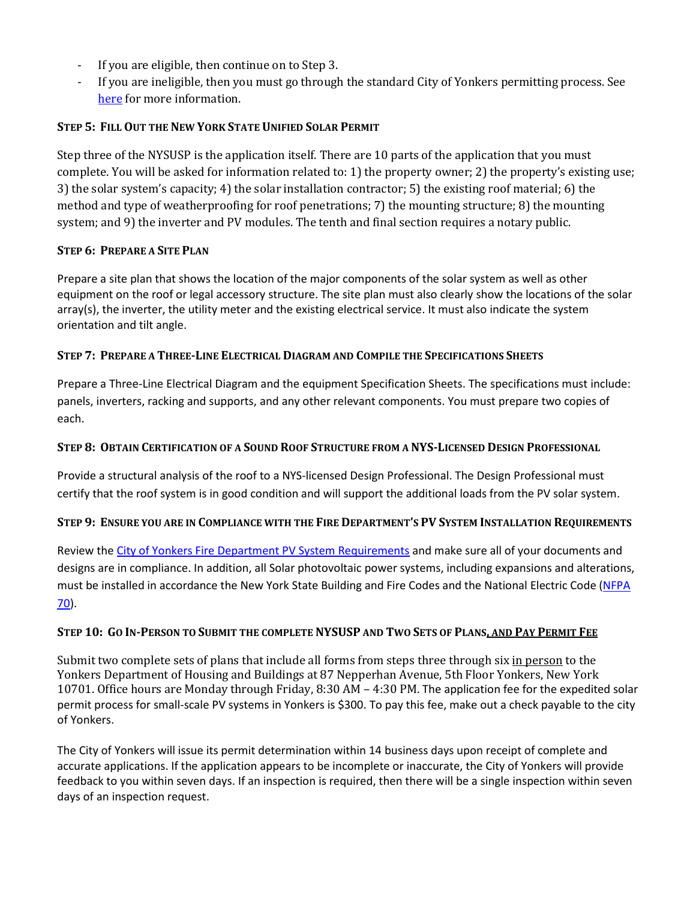- If you are eligible, then continue on to Step 3.
- If you are ineligible, then you must go through the standard City of Yonkers permitting process. See [here](#) for more information.

### STEP 5: FILL OUT THE NEW YORK STATE UNIFIED SOLAR PERMIT

Step three of the NYSUSP is the application itself. There are 10 parts of the application that you must complete. You will be asked for information related to: 1) the property owner; 2) the property's existing use; 3) the solar system's capacity; 4) the solar installation contractor; 5) the existing roof material; 6) the method and type of weatherproofing for roof penetrations; 7) the mounting structure; 8) the mounting system; and 9) the inverter and PV modules. The tenth and final section requires a notary public.

### STEP 6: PREPARE A SITE PLAN

Prepare a site plan that shows the location of the major components of the solar system as well as other equipment on the roof or legal accessory structure. The site plan must also clearly show the locations of the solar array(s), the inverter, the utility meter and the existing electrical service. It must also indicate the system orientation and tilt angle.

### STEP 7: PREPARE A THREE-LINE ELECTRICAL DIAGRAM AND COMPILE THE SPECIFICATIONS SHEETS

Prepare a Three-Line Electrical Diagram and the equipment Specification Sheets. The specifications must include: panels, inverters, racking and supports, and any other relevant components. You must prepare two copies of each.

### STEP 8: OBTAIN CERTIFICATION OF A SOUND ROOF STRUCTURE FROM A NYS-LICENSED DESIGN PROFESSIONAL

Provide a structural analysis of the roof to a NYS-licensed Design Professional. The Design Professional must certify that the roof system is in good condition and will support the additional loads from the PV solar system.

### STEP 9: ENSURE YOU ARE IN COMPLIANCE WITH THE FIRE DEPARTMENT'S PV SYSTEM INSTALLATION REQUIREMENTS

Review the City of Yonkers Fire Department PV System Requirements and make sure all of your documents and designs are in compliance. In addition, all Solar photovoltaic power systems, including expansions and alterations, must be installed in accordance the New York State Building and Fire Codes and the National Electric Code (NFPA 70).

### STEP 10: GO IN-PERSON TO SUBMIT THE COMPLETE NYSUSP AND TWO SETS OF PLANS, AND PAY PERMIT FEE

Submit two complete sets of plans that include all forms from steps three through six in person to the Yonkers Department of Housing and Buildings at 87 Nepperhan Avenue, 5th Floor Yonkers, New York 10701. Office hours are Monday through Friday, 8:30 AM – 4:30 PM. The application fee for the expedited solar permit process for small-scale PV systems in Yonkers is $300. To pay this fee, make out a check payable to the city of Yonkers.

The City of Yonkers will issue its permit determination within 14 business days upon receipt of complete and accurate applications. If the application appears to be incomplete or inaccurate, the City of Yonkers will provide feedback to you within seven days. If an inspection is required, then there will be a single inspection within seven days of an inspection request.